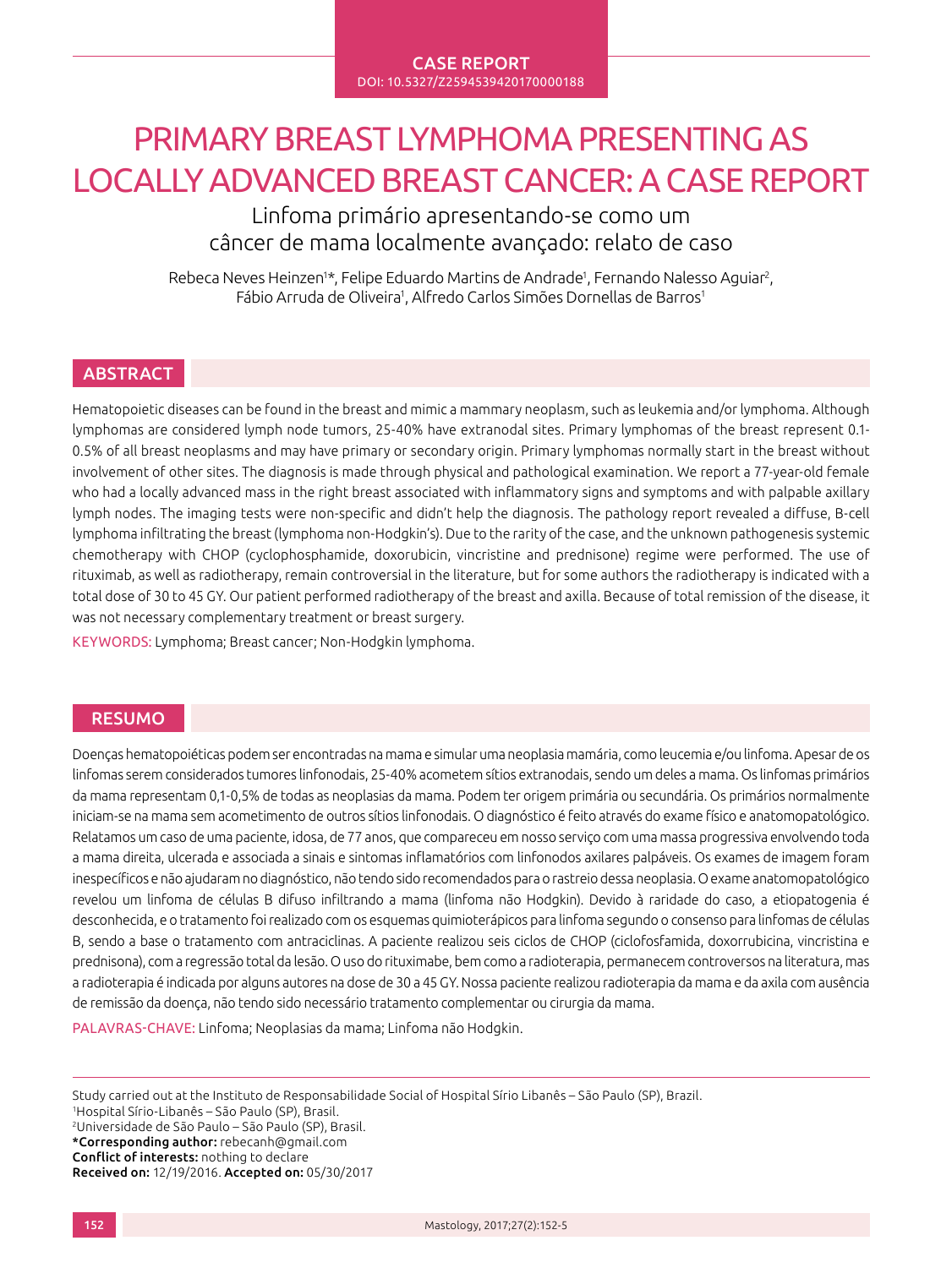CASE REPORT
DOI: 10.5327/Z2594539420170000188

# PRIMARY BREAST LYMPHOMA PRESENTING AS LOCALLY ADVANCED BREAST CANCER: A CASE REPORT

## Linfoma primário apresentando-se como um câncer de mama localmente avançado: relato de caso

Rebeca Neves Heinzen[1]*, Felipe Eduardo Martins de Andrade[1], Fernando Nalesso Aguiar[2], Fábio Arruda de Oliveira[1], Alfredo Carlos Simões Dornellas de Barros[1]

## ABSTRACT

Hematopoietic diseases can be found in the breast and mimic a mammary neoplasm, such as leukemia and/or lymphoma. Although lymphomas are considered lymph node tumors, 25-40% have extranodal sites. Primary lymphomas of the breast represent 0.1-0.5% of all breast neoplasms and may have primary or secondary origin. Primary lymphomas normally start in the breast without involvement of other sites. The diagnosis is made through physical and pathological examination. We report a 77-year-old female who had a locally advanced mass in the right breast associated with inflammatory signs and symptoms and with palpable axillary lymph nodes. The imaging tests were non-specific and didn't help the diagnosis. The pathology report revealed a diffuse, B-cell lymphoma infiltrating the breast (lymphoma non-Hodgkin's). Due to the rarity of the case, and the unknown pathogenesis systemic chemotherapy with CHOP (cyclophosphamide, doxorubicin, vincristine and prednisone) regime were performed. The use of rituximab, as well as radiotherapy, remain controversial in the literature, but for some authors the radiotherapy is indicated with a total dose of 30 to 45 GY. Our patient performed radiotherapy of the breast and axilla. Because of total remission of the disease, it was not necessary complementary treatment or breast surgery.

KEYWORDS: Lymphoma; Breast cancer; Non-Hodgkin lymphoma.

## RESUMO

Doenças hematopoiéticas podem ser encontradas na mama e simular uma neoplasia mamária, como leucemia e/ou linfoma. Apesar de os linfomas serem considerados tumores linfonodais, 25-40% acometem sítios extranodais, sendo um deles a mama. Os linfomas primários da mama representam 0,1-0,5% de todas as neoplasias da mama. Podem ter origem primária ou secundária. Os primários normalmente iniciam-se na mama sem acometimento de outros sítios linfonodais. O diagnóstico é feito através do exame físico e anatomopatológico. Relatamos um caso de uma paciente, idosa, de 77 anos, que compareceu em nosso serviço com uma massa progressiva envolvendo toda a mama direita, ulcerada e associada a sinais e sintomas inflamatórios com linfonodos axilares palpáveis. Os exames de imagem foram inespecíficos e não ajudaram no diagnóstico, não tendo sido recomendados para o rastreio dessa neoplasia. O exame anatomopatológico revelou um linfoma de células B difuso infiltrando a mama (linfoma não Hodgkin). Devido à raridade do caso, a etiopatogenia é desconhecida, e o tratamento foi realizado com os esquemas quimioterápicos para linfoma segundo o consenso para linfomas de células B, sendo a base o tratamento com antraciclinas. A paciente realizou seis ciclos de CHOP (ciclofosfamida, doxorrubicina, vincristina e prednisona), com a regressão total da lesão. O uso do rituximabe, bem como a radioterapia, permanecem controversos na literatura, mas a radioterapia é indicada por alguns autores na dose de 30 a 45 GY. Nossa paciente realizou radioterapia da mama e da axila com ausência de remissão da doença, não tendo sido necessário tratamento complementar ou cirurgia da mama.

PALAVRAS-CHAVE: Linfoma; Neoplasias da mama; Linfoma não Hodgkin.

Study carried out at the Instituto de Responsabilidade Social of Hospital Sírio Libanês – São Paulo (SP), Brazil.
[1]Hospital Sírio-Libanês – São Paulo (SP), Brasil.
[2]Universidade de São Paulo – São Paulo (SP), Brasil.
**\*Corresponding author:** rebecanh@gmail.com
**Conflict of interests:** nothing to declare
**Received on:** 12/19/2016. **Accepted on:** 05/30/2017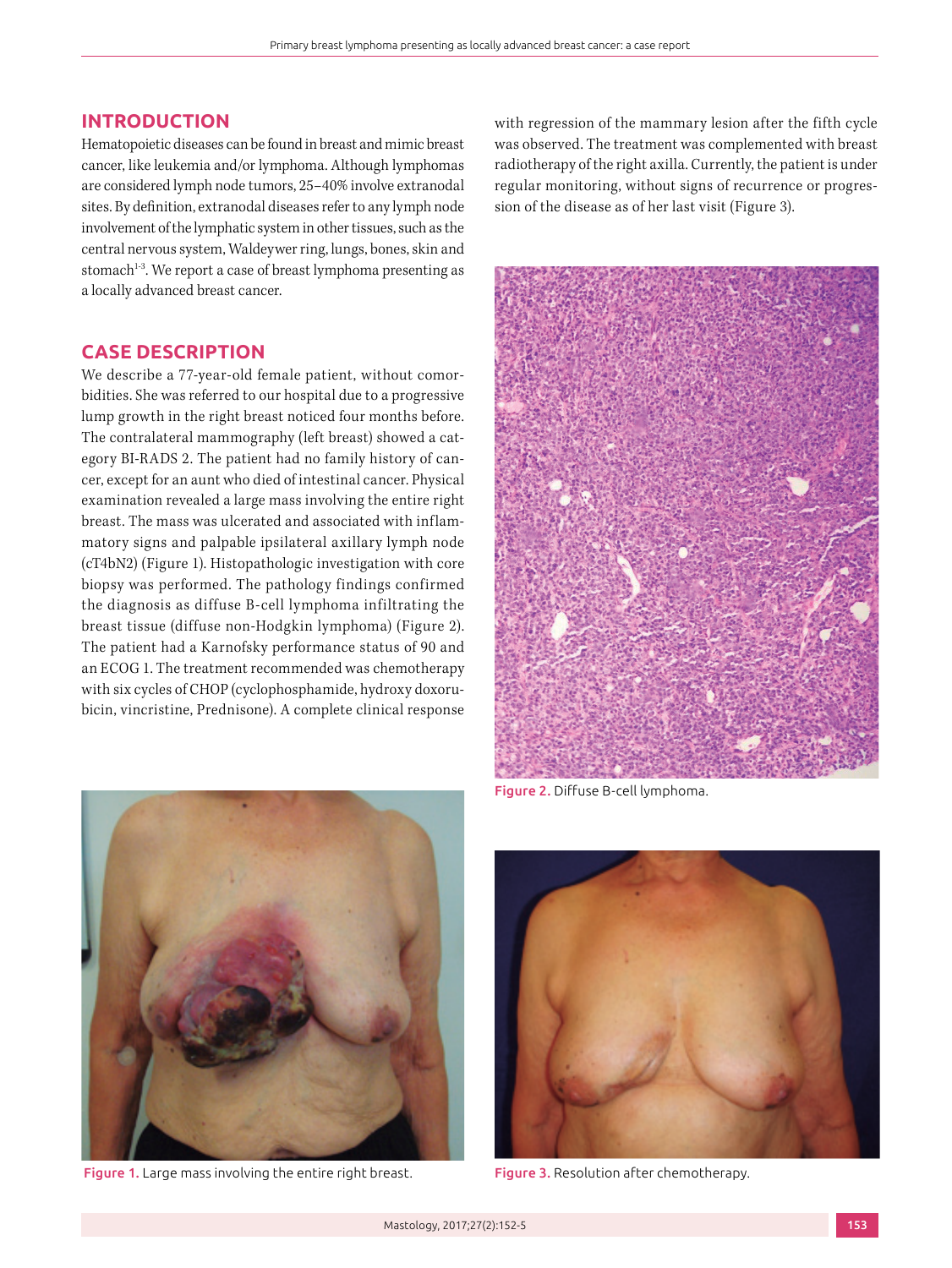## INTRODUCTION

Hematopoietic diseases can be found in breast and mimic breast cancer, like leukemia and/or lymphoma. Although lymphomas are considered lymph node tumors, 25–40% involve extranodal sites. By definition, extranodal diseases refer to any lymph node involvement of the lymphatic system in other tissues, such as the central nervous system, Waldeywer ring, lungs, bones, skin and stomach[1-3]. We report a case of breast lymphoma presenting as a locally advanced breast cancer.

## CASE DESCRIPTION

We describe a 77-year-old female patient, without comorbidities. She was referred to our hospital due to a progressive lump growth in the right breast noticed four months before. The contralateral mammography (left breast) showed a category BI-RADS 2. The patient had no family history of cancer, except for an aunt who died of intestinal cancer. Physical examination revealed a large mass involving the entire right breast. The mass was ulcerated and associated with inflammatory signs and palpable ipsilateral axillary lymph node (cT4bN2) (Figure 1). Histopathologic investigation with core biopsy was performed. The pathology findings confirmed the diagnosis as diffuse B-cell lymphoma infiltrating the breast tissue (diffuse non-Hodgkin lymphoma) (Figure 2). The patient had a Karnofsky performance status of 90 and an ECOG 1. The treatment recommended was chemotherapy with six cycles of CHOP (cyclophosphamide, hydroxy doxorubicin, vincristine, Prednisone). A complete clinical response with regression of the mammary lesion after the fifth cycle was observed. The treatment was complemented with breast radiotherapy of the right axilla. Currently, the patient is under regular monitoring, without signs of recurrence or progression of the disease as of her last visit (Figure 3).

Figure 2. Diffuse B-cell lymphoma.

Figure 1. Large mass involving the entire right breast.

Figure 3. Resolution after chemotherapy.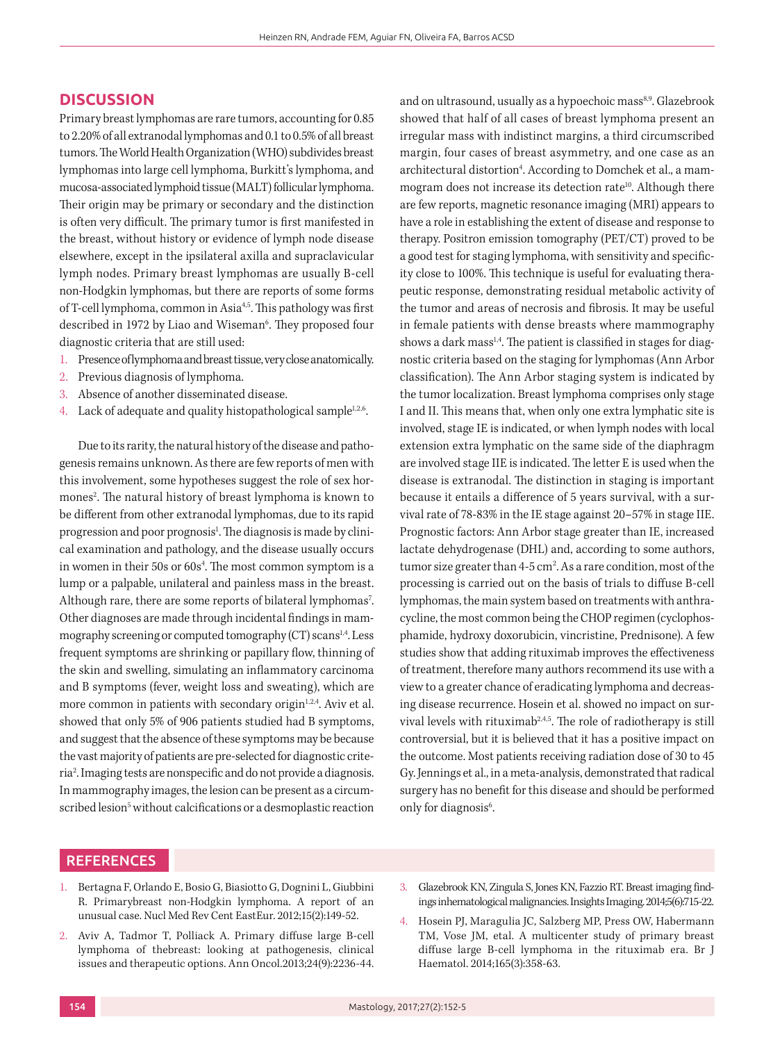## DISCUSSION

Primary breast lymphomas are rare tumors, accounting for 0.85 to 2.20% of all extranodal lymphomas and 0.1 to 0.5% of all breast tumors. The World Health Organization (WHO) subdivides breast lymphomas into large cell lymphoma, Burkitt's lymphoma, and mucosa-associated lymphoid tissue (MALT) follicular lymphoma. Their origin may be primary or secondary and the distinction is often very difficult. The primary tumor is first manifested in the breast, without history or evidence of lymph node disease elsewhere, except in the ipsilateral axilla and supraclavicular lymph nodes. Primary breast lymphomas are usually B-cell non-Hodgkin lymphomas, but there are reports of some forms of T-cell lymphoma, common in Asia[4,5]. This pathology was first described in 1972 by Liao and Wiseman[6]. They proposed four diagnostic criteria that are still used:

1. Presence of lymphoma and breast tissue, very close anatomically.
2. Previous diagnosis of lymphoma.
3. Absence of another disseminated disease.
4. Lack of adequate and quality histopathological sample[1,2,6].

Due to its rarity, the natural history of the disease and pathogenesis remains unknown. As there are few reports of men with this involvement, some hypotheses suggest the role of sex hormones[2]. The natural history of breast lymphoma is known to be different from other extranodal lymphomas, due to its rapid progression and poor prognosis[1]. The diagnosis is made by clinical examination and pathology, and the disease usually occurs in women in their 50s or 60s[4]. The most common symptom is a lump or a palpable, unilateral and painless mass in the breast. Although rare, there are some reports of bilateral lymphomas[7]. Other diagnoses are made through incidental findings in mammography screening or computed tomography (CT) scans[1,4]. Less frequent symptoms are shrinking or papillary flow, thinning of the skin and swelling, simulating an inflammatory carcinoma and B symptoms (fever, weight loss and sweating), which are more common in patients with secondary origin[1,2,4]. Aviv et al. showed that only 5% of 906 patients studied had B symptoms, and suggest that the absence of these symptoms may be because the vast majority of patients are pre-selected for diagnostic criteria[2]. Imaging tests are nonspecific and do not provide a diagnosis. In mammography images, the lesion can be present as a circumscribed lesion[5] without calcifications or a desmoplastic reaction and on ultrasound, usually as a hypoechoic mass[8,9]. Glazebrook showed that half of all cases of breast lymphoma present an irregular mass with indistinct margins, a third circumscribed margin, four cases of breast asymmetry, and one case as an architectural distortion[4]. According to Domchek et al., a mammogram does not increase its detection rate[10]. Although there are few reports, magnetic resonance imaging (MRI) appears to have a role in establishing the extent of disease and response to therapy. Positron emission tomography (PET/CT) proved to be a good test for staging lymphoma, with sensitivity and specificity close to 100%. This technique is useful for evaluating therapeutic response, demonstrating residual metabolic activity of the tumor and areas of necrosis and fibrosis. It may be useful in female patients with dense breasts where mammography shows a dark mass[1,4]. The patient is classified in stages for diagnostic criteria based on the staging for lymphomas (Ann Arbor classification). The Ann Arbor staging system is indicated by the tumor localization. Breast lymphoma comprises only stage I and II. This means that, when only one extra lymphatic site is involved, stage IE is indicated, or when lymph nodes with local extension extra lymphatic on the same side of the diaphragm are involved stage IIE is indicated. The letter E is used when the disease is extranodal. The distinction in staging is important because it entails a difference of 5 years survival, with a survival rate of 78-83% in the IE stage against 20–57% in stage IIE. Prognostic factors: Ann Arbor stage greater than IE, increased lactate dehydrogenase (DHL) and, according to some authors, tumor size greater than 4-5 cm[2]. As a rare condition, most of the processing is carried out on the basis of trials to diffuse B-cell lymphomas, the main system based on treatments with anthracycline, the most common being the CHOP regimen (cyclophosphamide, hydroxy doxorubicin, vincristine, Prednisone). A few studies show that adding rituximab improves the effectiveness of treatment, therefore many authors recommend its use with a view to a greater chance of eradicating lymphoma and decreasing disease recurrence. Hosein et al. showed no impact on survival levels with rituximab[2,4,5]. The role of radiotherapy is still controversial, but it is believed that it has a positive impact on the outcome. Most patients receiving radiation dose of 30 to 45 Gy. Jennings et al., in a meta-analysis, demonstrated that radical surgery has no benefit for this disease and should be performed only for diagnosis[6].

## REFERENCES

1. Bertagna F, Orlando E, Bosio G, Biasiotto G, Dognini L, Giubbini R. Primarybreast non-Hodgkin lymphoma. A report of an unusual case. Nucl Med Rev Cent EastEur. 2012;15(2):149-52.
2. Aviv A, Tadmor T, Polliack A. Primary diffuse large B-cell lymphoma of thebreast: looking at pathogenesis, clinical issues and therapeutic options. Ann Oncol.2013;24(9):2236-44.
3. Glazebrook KN, Zingula S, Jones KN, Fazzio RT. Breast imaging findings inhematological malignancies. Insights Imaging. 2014;5(6):715-22.
4. Hosein PJ, Maragulia JC, Salzberg MP, Press OW, Habermann TM, Vose JM, etal. A multicenter study of primary breast diffuse large B-cell lymphoma in the rituximab era. Br J Haematol. 2014;165(3):358-63.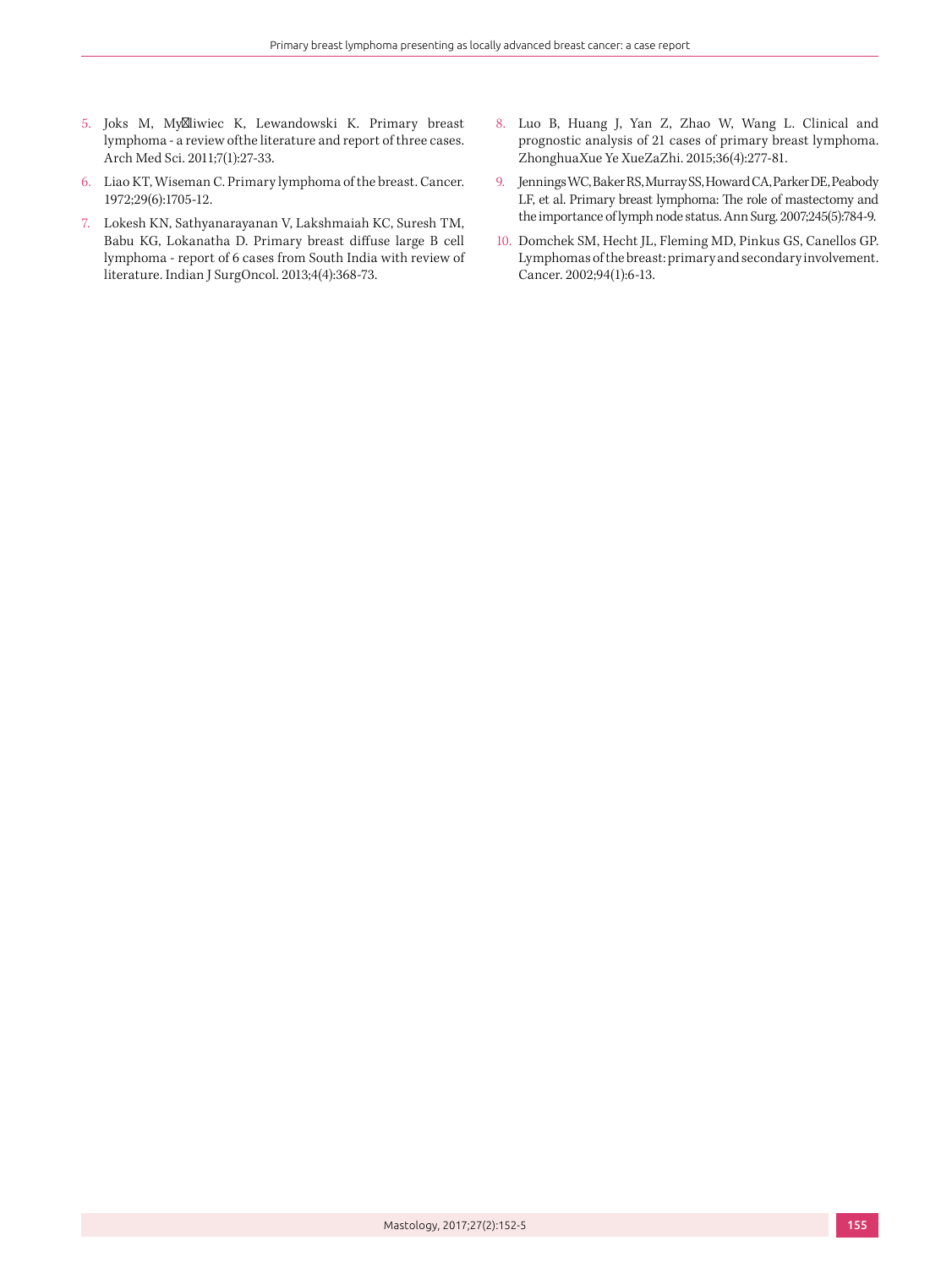5. Joks M, My�liwiec K, Lewandowski K. Primary breast lymphoma - a review ofthe literature and report of three cases. Arch Med Sci. 2011;7(1):27-33.
6. Liao KT, Wiseman C. Primary lymphoma of the breast. Cancer. 1972;29(6):1705-12.
7. Lokesh KN, Sathyanarayanan V, Lakshmaiah KC, Suresh TM, Babu KG, Lokanatha D. Primary breast diffuse large B cell lymphoma - report of 6 cases from South India with review of literature. Indian J SurgOncol. 2013;4(4):368-73.
8. Luo B, Huang J, Yan Z, Zhao W, Wang L. Clinical and prognostic analysis of 21 cases of primary breast lymphoma. ZhonghuaXue Ye XueZaZhi. 2015;36(4):277-81.
9. Jennings WC, Baker RS, Murray SS, Howard CA, Parker DE, Peabody LF, et al. Primary breast lymphoma: The role of mastectomy and the importance of lymph node status. Ann Surg. 2007;245(5):784-9.
10. Domchek SM, Hecht JL, Fleming MD, Pinkus GS, Canellos GP. Lymphomas of the breast: primary and secondary involvement. Cancer. 2002;94(1):6-13.